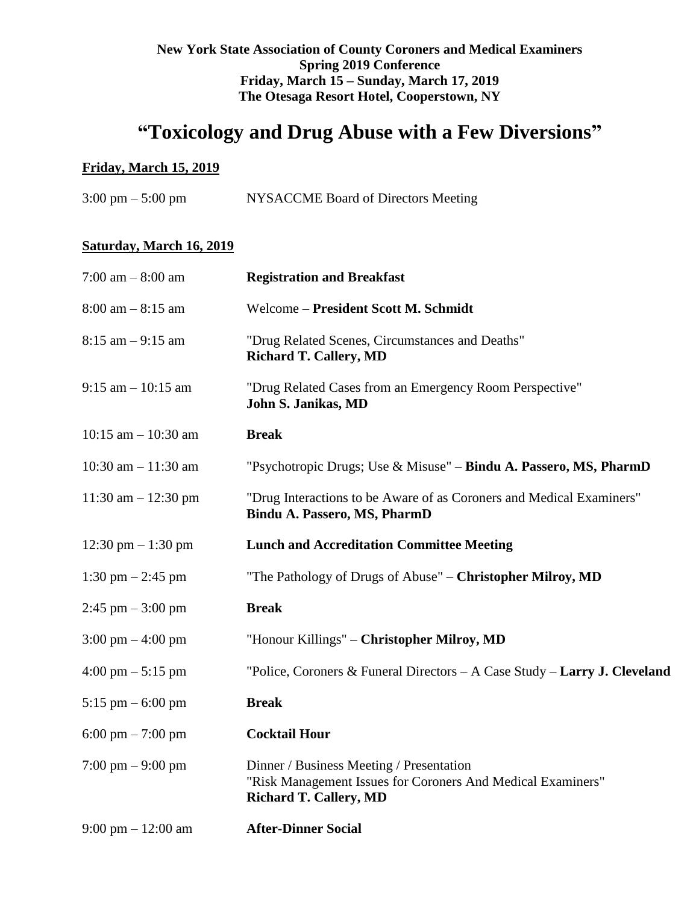**New York State Association of County Coroners and Medical Examiners**
**Spring 2019 Conference**
**Friday, March 15 – Sunday, March 17, 2019**
**The Otesaga Resort Hotel, Cooperstown, NY**

# "Toxicology and Drug Abuse with a Few Diversions"

## Friday, March 15, 2019

| | |
|---|---|
| 3:00 pm – 5:00 pm | NYSACCME Board of Directors Meeting |

## Saturday, March 16, 2019

| | |
|---|---|
| 7:00 am – 8:00 am | **Registration and Breakfast** |
| 8:00 am – 8:15 am | Welcome – **President Scott M. Schmidt** |
| 8:15 am – 9:15 am | "Drug Related Scenes, Circumstances and Deaths" **Richard T. Callery, MD** |
| 9:15 am – 10:15 am | "Drug Related Cases from an Emergency Room Perspective" **John S. Janikas, MD** |
| 10:15 am – 10:30 am | **Break** |
| 10:30 am – 11:30 am | "Psychotropic Drugs; Use & Misuse" – **Bindu A. Passero, MS, PharmD** |
| 11:30 am – 12:30 pm | "Drug Interactions to be Aware of as Coroners and Medical Examiners" **Bindu A. Passero, MS, PharmD** |
| 12:30 pm – 1:30 pm | **Lunch and Accreditation Committee Meeting** |
| 1:30 pm – 2:45 pm | "The Pathology of Drugs of Abuse" – **Christopher Milroy, MD** |
| 2:45 pm – 3:00 pm | **Break** |
| 3:00 pm – 4:00 pm | "Honour Killings" – **Christopher Milroy, MD** |
| 4:00 pm – 5:15 pm | "Police, Coroners & Funeral Directors – A Case Study – **Larry J. Cleveland** |
| 5:15 pm – 6:00 pm | **Break** |
| 6:00 pm – 7:00 pm | **Cocktail Hour** |
| 7:00 pm – 9:00 pm | Dinner / Business Meeting / Presentation "Risk Management Issues for Coroners And Medical Examiners" **Richard T. Callery, MD** |
| 9:00 pm – 12:00 am | **After-Dinner Social** |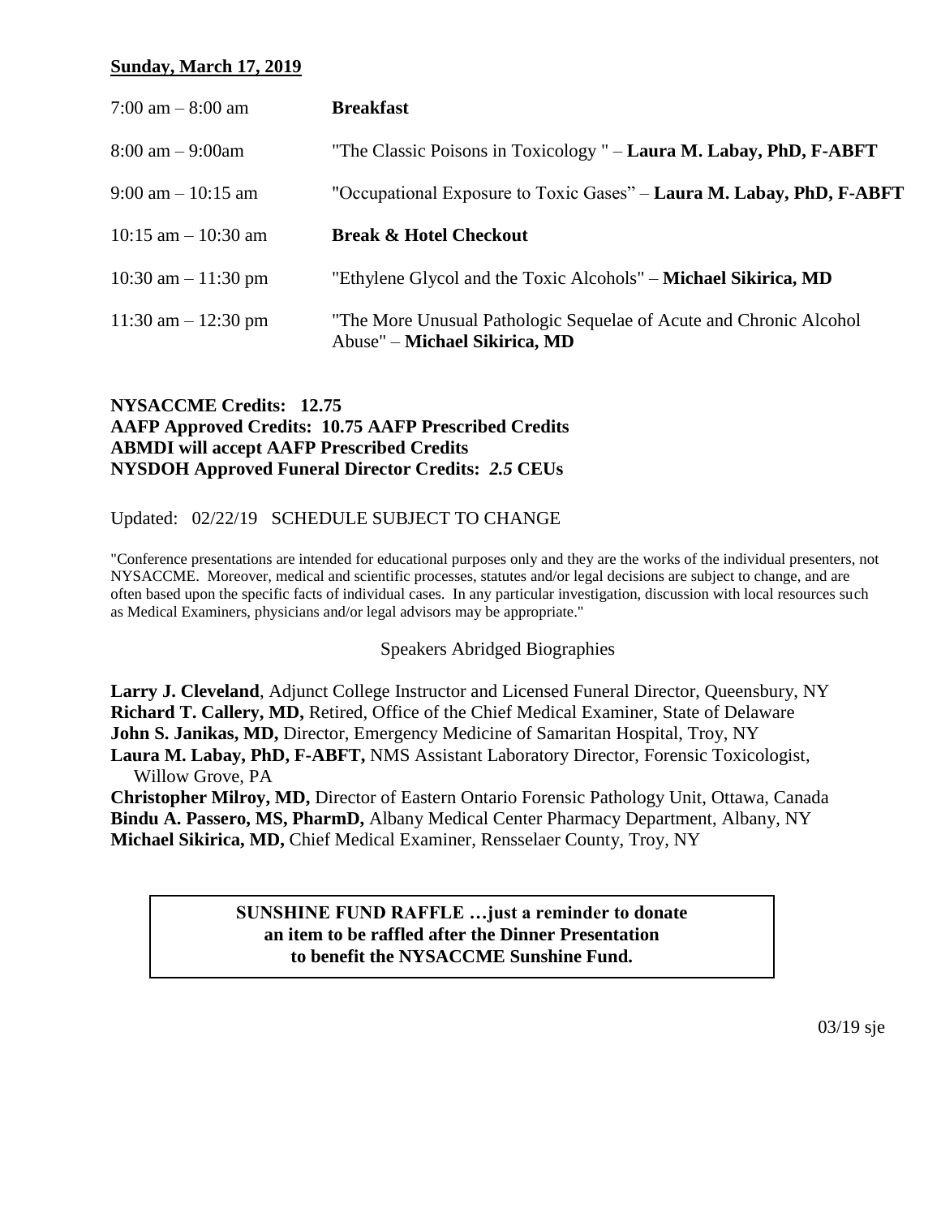**Sunday, March 17, 2019**

| | |
|---|---|
| 7:00 am – 8:00 am | **Breakfast** |
| 8:00 am – 9:00am | "The Classic Poisons in Toxicology " – **Laura M. Labay, PhD, F-ABFT** |
| 9:00 am – 10:15 am | "Occupational Exposure to Toxic Gases" – **Laura M. Labay, PhD, F-ABFT** |
| 10:15 am – 10:30 am | **Break & Hotel Checkout** |
| 10:30 am – 11:30 pm | "Ethylene Glycol and the Toxic Alcohols" – **Michael Sikirica, MD** |
| 11:30 am – 12:30 pm | "The More Unusual Pathologic Sequelae of Acute and Chronic Alcohol Abuse" – **Michael Sikirica, MD** |

**NYSACCME Credits: 12.75**
**AAFP Approved Credits: 10.75 AAFP Prescribed Credits**
**ABMDI will accept AAFP Prescribed Credits**
**NYSDOH Approved Funeral Director Credits: *2.5* CEUs**

Updated: 02/22/19 SCHEDULE SUBJECT TO CHANGE

"Conference presentations are intended for educational purposes only and they are the works of the individual presenters, not NYSACCME. Moreover, medical and scientific processes, statutes and/or legal decisions are subject to change, and are often based upon the specific facts of individual cases. In any particular investigation, discussion with local resources such as Medical Examiners, physicians and/or legal advisors may be appropriate."

Speakers Abridged Biographies

**Larry J. Cleveland**, Adjunct College Instructor and Licensed Funeral Director, Queensbury, NY
**Richard T. Callery, MD,** Retired, Office of the Chief Medical Examiner, State of Delaware
**John S. Janikas, MD,** Director, Emergency Medicine of Samaritan Hospital, Troy, NY
**Laura M. Labay, PhD, F-ABFT,** NMS Assistant Laboratory Director, Forensic Toxicologist, Willow Grove, PA
**Christopher Milroy, MD,** Director of Eastern Ontario Forensic Pathology Unit, Ottawa, Canada
**Bindu A. Passero, MS, PharmD,** Albany Medical Center Pharmacy Department, Albany, NY
**Michael Sikirica, MD,** Chief Medical Examiner, Rensselaer County, Troy, NY

**SUNSHINE FUND RAFFLE …just a reminder to donate an item to be raffled after the Dinner Presentation to benefit the NYSACCME Sunshine Fund.**

03/19 sje